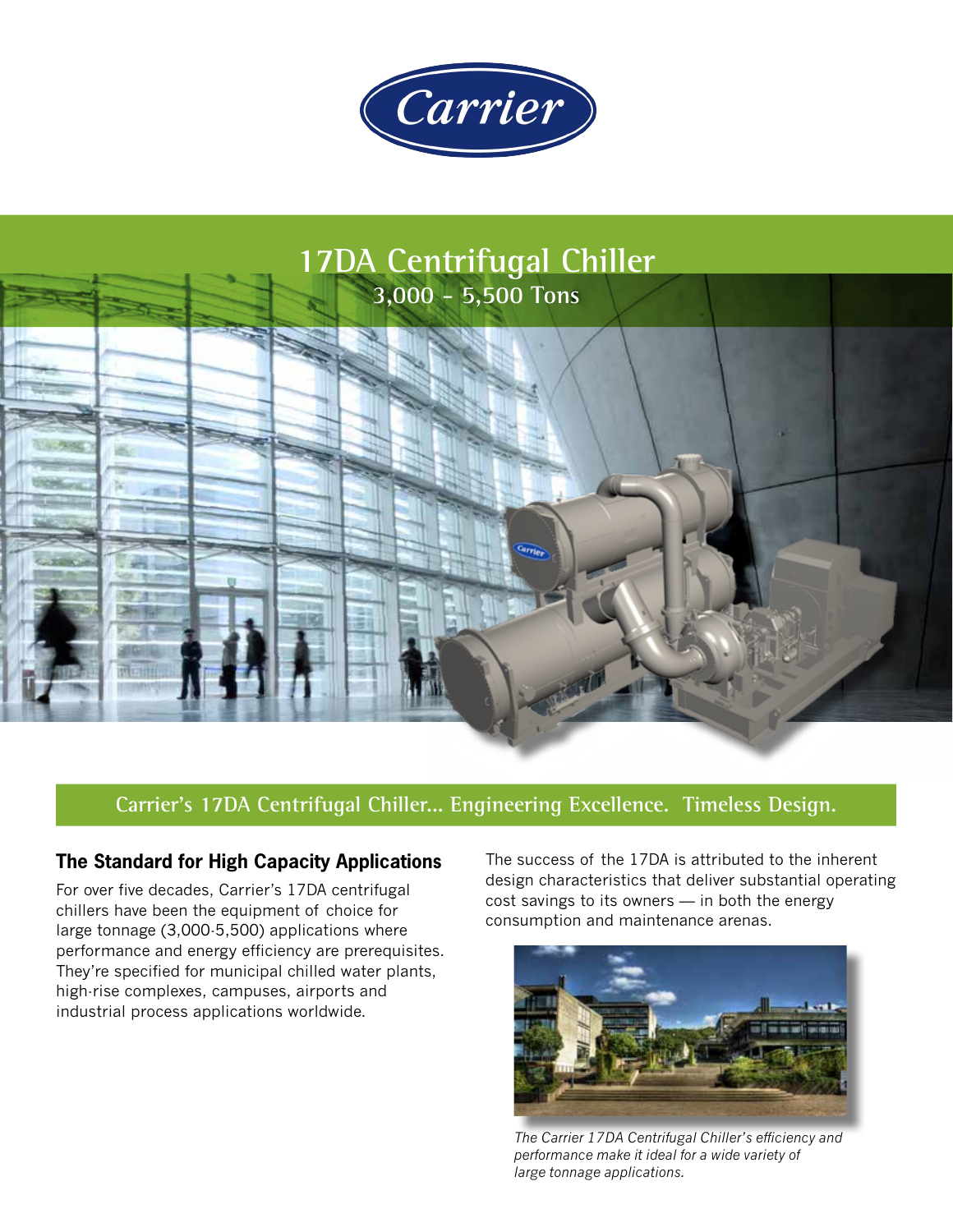# 17DA Centrifugal Chiller

3,000 - 5,500 Tons

**Carrier's 17DA Centrifugal Chiller... Engineering Excellence. Timeless Design.**

## The Standard for High Capacity Applications

For over five decades, Carrier's 17DA centrifugal chillers have been the equipment of choice for large tonnage (3,000-5,500) applications where performance and energy efficiency are prerequisites. They're specified for municipal chilled water plants, high-rise complexes, campuses, airports and industrial process applications worldwide.

The success of the 17DA is attributed to the inherent design characteristics that deliver substantial operating cost savings to its owners — in both the energy consumption and maintenance arenas.

*The Carrier 17DA Centrifugal Chiller's efficiency and performance make it ideal for a wide variety of large tonnage applications.*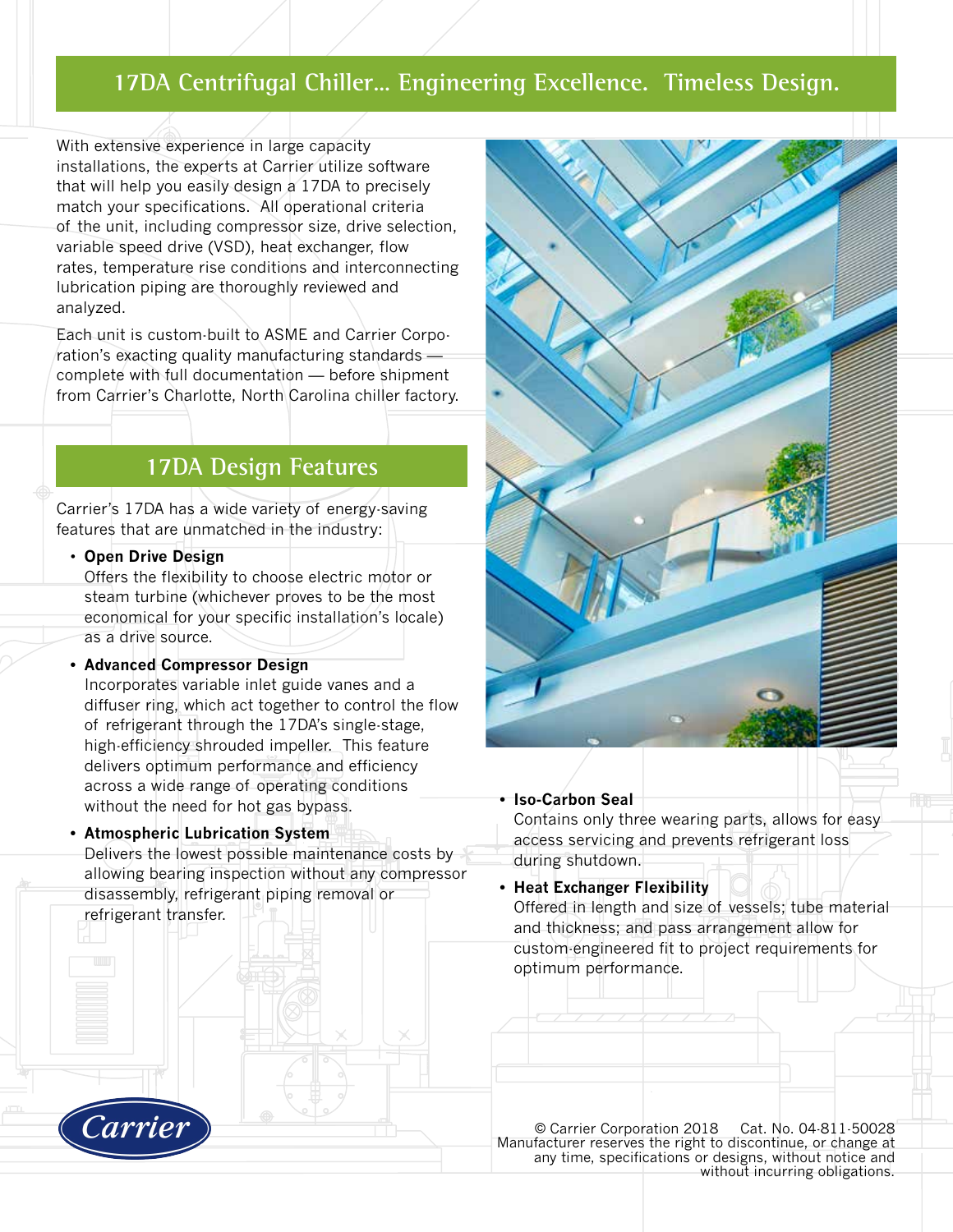## 17DA Centrifugal Chiller... Engineering Excellence. Timeless Design.

With extensive experience in large capacity installations, the experts at Carrier utilize software that will help you easily design a 17DA to precisely match your specifications. All operational criteria of the unit, including compressor size, drive selection, variable speed drive (VSD), heat exchanger, flow rates, temperature rise conditions and interconnecting lubrication piping are thoroughly reviewed and analyzed.

Each unit is custom-built to ASME and Carrier Corporation's exacting quality manufacturing standards — complete with full documentation — before shipment from Carrier's Charlotte, North Carolina chiller factory.

## 17DA Design Features

Carrier's 17DA has a wide variety of energy-saving features that are unmatched in the industry:

- **Open Drive Design**
  Offers the flexibility to choose electric motor or steam turbine (whichever proves to be the most economical for your specific installation's locale) as a drive source.
- **Advanced Compressor Design**
  Incorporates variable inlet guide vanes and a diffuser ring, which act together to control the flow of refrigerant through the 17DA's single-stage, high-efficiency shrouded impeller. This feature delivers optimum performance and efficiency across a wide range of operating conditions without the need for hot gas bypass.
- **Atmospheric Lubrication System**
  Delivers the lowest possible maintenance costs by allowing bearing inspection without any compressor disassembly, refrigerant piping removal or refrigerant transfer.
- **Iso-Carbon Seal**
  Contains only three wearing parts, allows for easy access servicing and prevents refrigerant loss during shutdown.
- **Heat Exchanger Flexibility**
  Offered in length and size of vessels; tube material and thickness; and pass arrangement allow for custom-engineered fit to project requirements for optimum performance.

Carrier

© Carrier Corporation 2018 Cat. No. 04-811-50028
Manufacturer reserves the right to discontinue, or change at any time, specifications or designs, without notice and without incurring obligations.